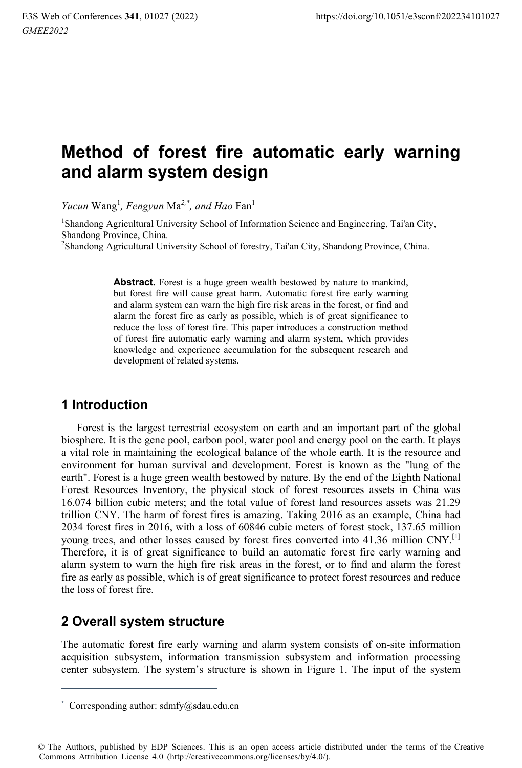# Method of forest fire automatic early warning and alarm system design

*Yucun* Wang[1], *Fengyun* Ma[2,*], *and Hao* Fan[1]

[1]Shandong Agricultural University School of Information Science and Engineering, Tai'an City, Shandong Province, China.
[2]Shandong Agricultural University School of forestry, Tai'an City, Shandong Province, China.

**Abstract.** Forest is a huge green wealth bestowed by nature to mankind, but forest fire will cause great harm. Automatic forest fire early warning and alarm system can warn the high fire risk areas in the forest, or find and alarm the forest fire as early as possible, which is of great significance to reduce the loss of forest fire. This paper introduces a construction method of forest fire automatic early warning and alarm system, which provides knowledge and experience accumulation for the subsequent research and development of related systems.

## 1 Introduction

Forest is the largest terrestrial ecosystem on earth and an important part of the global biosphere. It is the gene pool, carbon pool, water pool and energy pool on the earth. It plays a vital role in maintaining the ecological balance of the whole earth. It is the resource and environment for human survival and development. Forest is known as the "lung of the earth". Forest is a huge green wealth bestowed by nature. By the end of the Eighth National Forest Resources Inventory, the physical stock of forest resources assets in China was 16.074 billion cubic meters; and the total value of forest land resources assets was 21.29 trillion CNY. The harm of forest fires is amazing. Taking 2016 as an example, China had 2034 forest fires in 2016, with a loss of 60846 cubic meters of forest stock, 137.65 million young trees, and other losses caused by forest fires converted into 41.36 million CNY.[1] Therefore, it is of great significance to build an automatic forest fire early warning and alarm system to warn the high fire risk areas in the forest, or to find and alarm the forest fire as early as possible, which is of great significance to protect forest resources and reduce the loss of forest fire.

## 2 Overall system structure

The automatic forest fire early warning and alarm system consists of on-site information acquisition subsystem, information transmission subsystem and information processing center subsystem. The system's structure is shown in Figure 1. The input of the system

* Corresponding author: sdmfy@sdau.edu.cn

© The Authors, published by EDP Sciences. This is an open access article distributed under the terms of the Creative Commons Attribution License 4.0 (http://creativecommons.org/licenses/by/4.0/).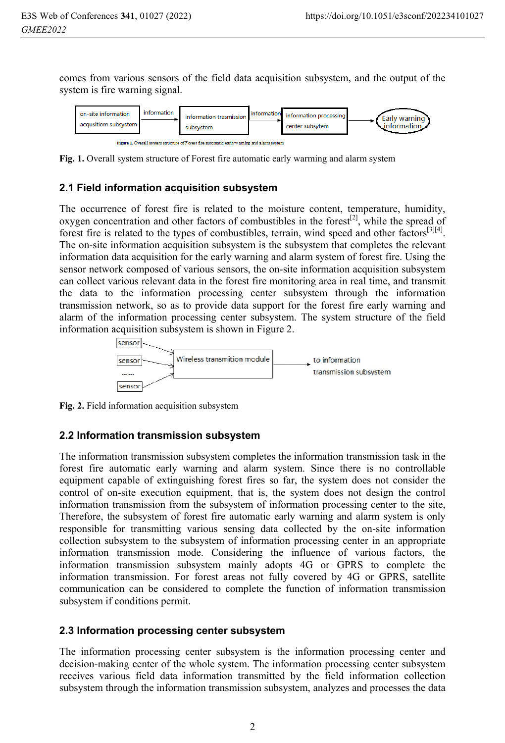comes from various sensors of the field data acquisition subsystem, and the output of the system is fire warning signal.

**Fig. 1.** Overall system structure of Forest fire automatic early warming and alarm system

### 2.1 Field information acquisition subsystem

The occurrence of forest fire is related to the moisture content, temperature, humidity, oxygen concentration and other factors of combustibles in the forest[2], while the spread of forest fire is related to the types of combustibles, terrain, wind speed and other factors[3][4]. The on-site information acquisition subsystem is the subsystem that completes the relevant information data acquisition for the early warning and alarm system of forest fire. Using the sensor network composed of various sensors, the on-site information acquisition subsystem can collect various relevant data in the forest fire monitoring area in real time, and transmit the data to the information processing center subsystem through the information transmission network, so as to provide data support for the forest fire early warning and alarm of the information processing center subsystem. The system structure of the field information acquisition subsystem is shown in Figure 2.

**Fig. 2.** Field information acquisition subsystem

### 2.2 Information transmission subsystem

The information transmission subsystem completes the information transmission task in the forest fire automatic early warning and alarm system. Since there is no controllable equipment capable of extinguishing forest fires so far, the system does not consider the control of on-site execution equipment, that is, the system does not design the control information transmission from the subsystem of information processing center to the site, Therefore, the subsystem of forest fire automatic early warning and alarm system is only responsible for transmitting various sensing data collected by the on-site information collection subsystem to the subsystem of information processing center in an appropriate information transmission mode. Considering the influence of various factors, the information transmission subsystem mainly adopts 4G or GPRS to complete the information transmission. For forest areas not fully covered by 4G or GPRS, satellite communication can be considered to complete the function of information transmission subsystem if conditions permit.

### 2.3 Information processing center subsystem

The information processing center subsystem is the information processing center and decision-making center of the whole system. The information processing center subsystem receives various field data information transmitted by the field information collection subsystem through the information transmission subsystem, analyzes and processes the data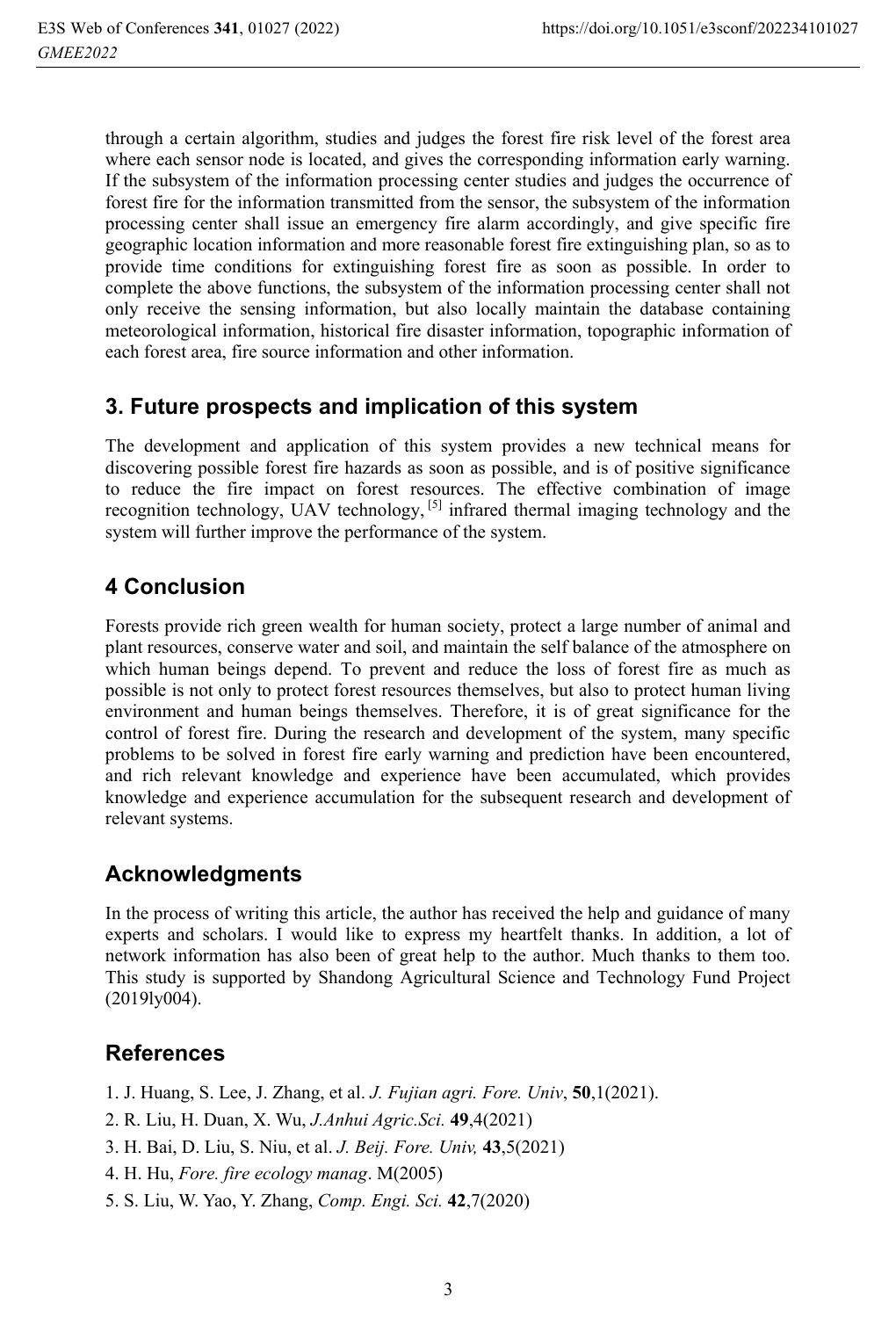through a certain algorithm, studies and judges the forest fire risk level of the forest area where each sensor node is located, and gives the corresponding information early warning. If the subsystem of the information processing center studies and judges the occurrence of forest fire for the information transmitted from the sensor, the subsystem of the information processing center shall issue an emergency fire alarm accordingly, and give specific fire geographic location information and more reasonable forest fire extinguishing plan, so as to provide time conditions for extinguishing forest fire as soon as possible. In order to complete the above functions, the subsystem of the information processing center shall not only receive the sensing information, but also locally maintain the database containing meteorological information, historical fire disaster information, topographic information of each forest area, fire source information and other information.

## 3. Future prospects and implication of this system

The development and application of this system provides a new technical means for discovering possible forest fire hazards as soon as possible, and is of positive significance to reduce the fire impact on forest resources. The effective combination of image recognition technology, UAV technology, [5] infrared thermal imaging technology and the system will further improve the performance of the system.

## 4 Conclusion

Forests provide rich green wealth for human society, protect a large number of animal and plant resources, conserve water and soil, and maintain the self balance of the atmosphere on which human beings depend. To prevent and reduce the loss of forest fire as much as possible is not only to protect forest resources themselves, but also to protect human living environment and human beings themselves. Therefore, it is of great significance for the control of forest fire. During the research and development of the system, many specific problems to be solved in forest fire early warning and prediction have been encountered, and rich relevant knowledge and experience have been accumulated, which provides knowledge and experience accumulation for the subsequent research and development of relevant systems.

## Acknowledgments

In the process of writing this article, the author has received the help and guidance of many experts and scholars. I would like to express my heartfelt thanks. In addition, a lot of network information has also been of great help to the author. Much thanks to them too. This study is supported by Shandong Agricultural Science and Technology Fund Project (2019ly004).

## References

1. J. Huang, S. Lee, J. Zhang, et al. *J. Fujian agri. Fore. Univ*, **50**,1(2021).
2. R. Liu, H. Duan, X. Wu, *J.Anhui Agric.Sci.* **49**,4(2021)
3. H. Bai, D. Liu, S. Niu, et al. *J. Beij. Fore. Univ,* **43**,5(2021)
4. H. Hu, *Fore. fire ecology manag*. M(2005)
5. S. Liu, W. Yao, Y. Zhang, *Comp. Engi. Sci.* **42**,7(2020)